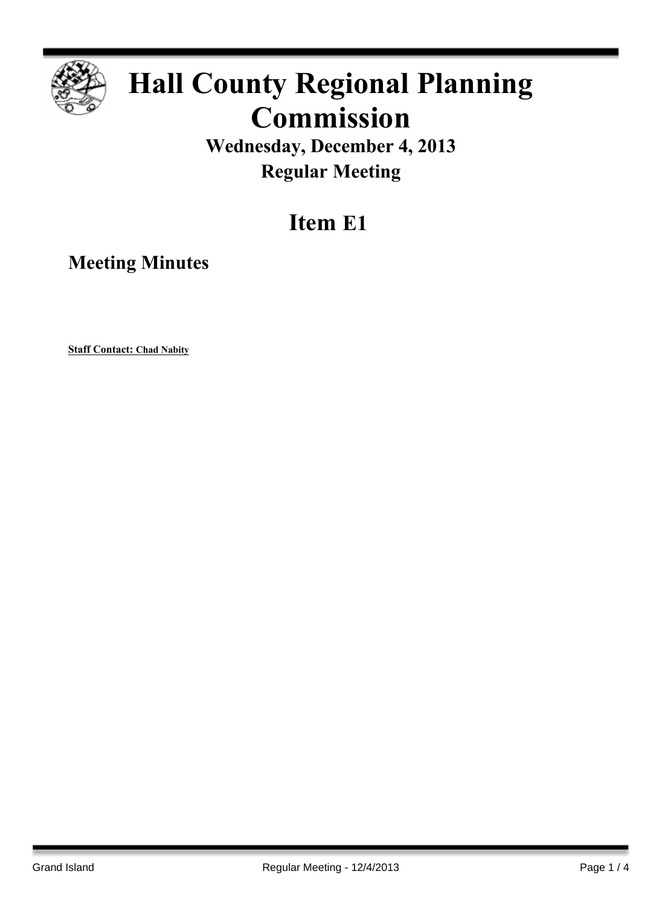# Hall County Regional Planning Commission

## Wednesday, December 4, 2013

## Regular Meeting

# Item E1

## Meeting Minutes

**Staff Contact: Chad Nabity**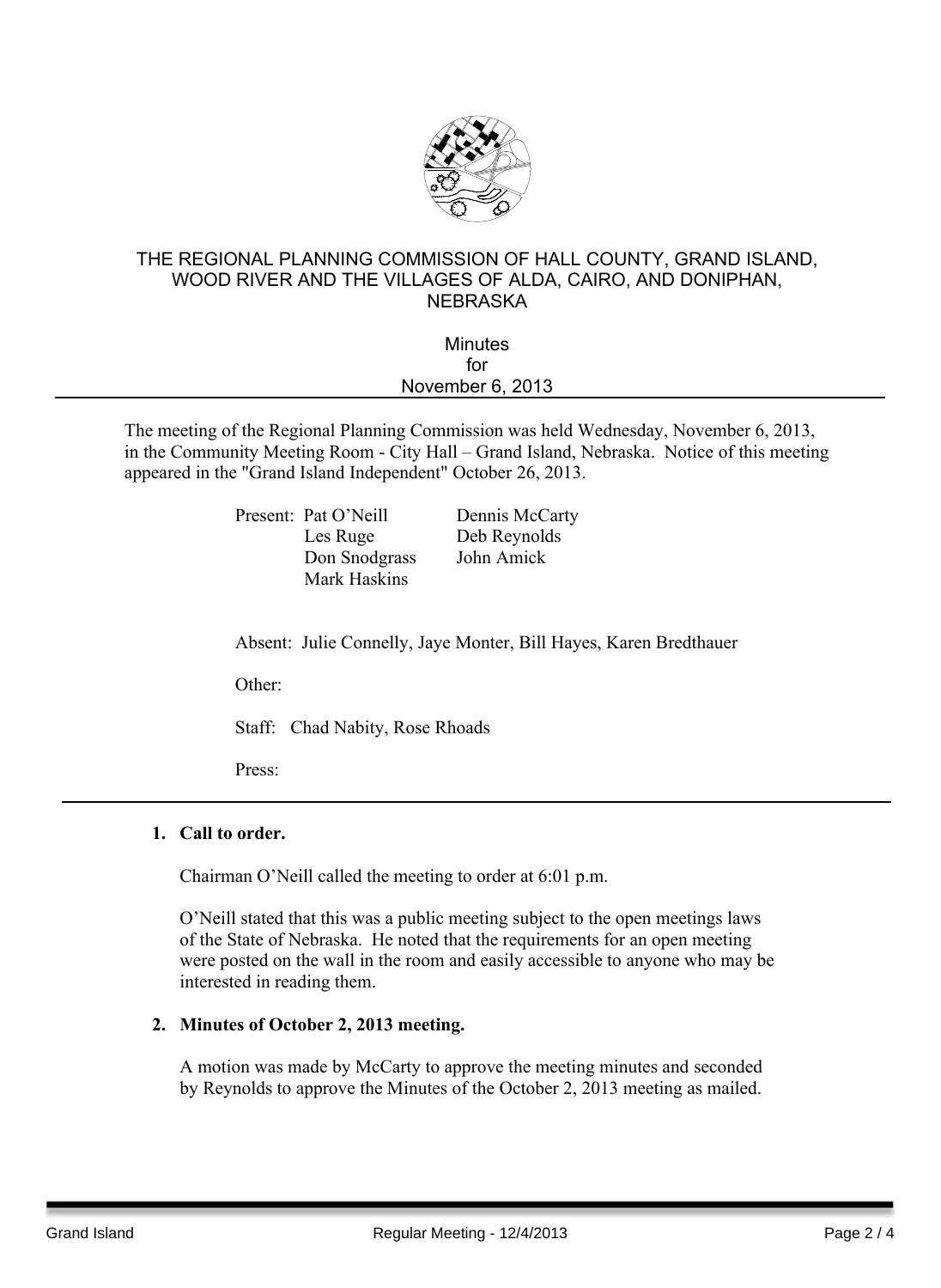# THE REGIONAL PLANNING COMMISSION OF HALL COUNTY, GRAND ISLAND, WOOD RIVER AND THE VILLAGES OF ALDA, CAIRO, AND DONIPHAN, NEBRASKA

Minutes
for
November 6, 2013

---

The meeting of the Regional Planning Commission was held Wednesday, November 6, 2013, in the Community Meeting Room - City Hall – Grand Island, Nebraska. Notice of this meeting appeared in the "Grand Island Independent" October 26, 2013.

| | |
|---|---|
| Present: Pat O'Neill | Dennis McCarty |
| Les Ruge | Deb Reynolds |
| Don Snodgrass | John Amick |
| Mark Haskins | |

Absent: Julie Connelly, Jaye Monter, Bill Hayes, Karen Bredthauer

Other:

Staff: Chad Nabity, Rose Rhoads

Press:

---

**1. Call to order.**

Chairman O'Neill called the meeting to order at 6:01 p.m.

O'Neill stated that this was a public meeting subject to the open meetings laws of the State of Nebraska. He noted that the requirements for an open meeting were posted on the wall in the room and easily accessible to anyone who may be interested in reading them.

**2. Minutes of October 2, 2013 meeting.**

A motion was made by McCarty to approve the meeting minutes and seconded by Reynolds to approve the Minutes of the October 2, 2013 meeting as mailed.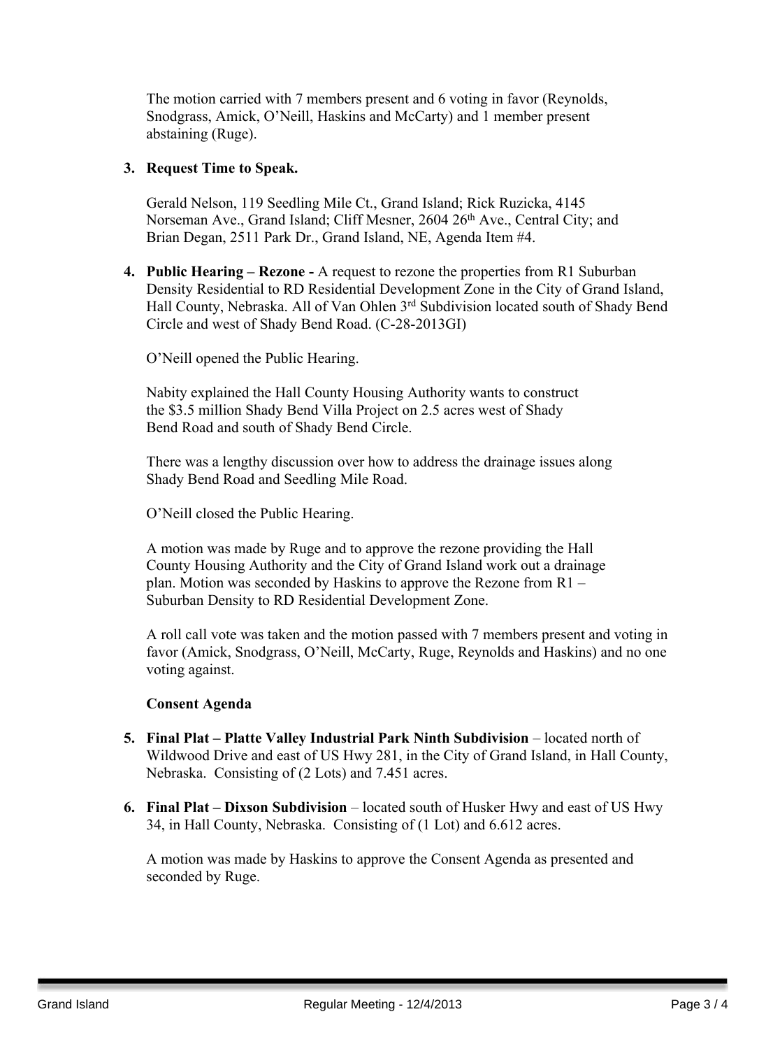The motion carried with 7 members present and 6 voting in favor (Reynolds, Snodgrass, Amick, O'Neill, Haskins and McCarty) and 1 member present abstaining (Ruge).

3. **Request Time to Speak.**

   Gerald Nelson, 119 Seedling Mile Ct., Grand Island; Rick Ruzicka, 4145 Norseman Ave., Grand Island; Cliff Mesner, 2604 26th Ave., Central City; and Brian Degan, 2511 Park Dr., Grand Island, NE, Agenda Item #4.

4. **Public Hearing – Rezone -** A request to rezone the properties from R1 Suburban Density Residential to RD Residential Development Zone in the City of Grand Island, Hall County, Nebraska. All of Van Ohlen 3rd Subdivision located south of Shady Bend Circle and west of Shady Bend Road. (C-28-2013GI)

   O'Neill opened the Public Hearing.

   Nabity explained the Hall County Housing Authority wants to construct the $3.5 million Shady Bend Villa Project on 2.5 acres west of Shady Bend Road and south of Shady Bend Circle.

   There was a lengthy discussion over how to address the drainage issues along Shady Bend Road and Seedling Mile Road.

   O'Neill closed the Public Hearing.

   A motion was made by Ruge and to approve the rezone providing the Hall County Housing Authority and the City of Grand Island work out a drainage plan. Motion was seconded by Haskins to approve the Rezone from R1 – Suburban Density to RD Residential Development Zone.

   A roll call vote was taken and the motion passed with 7 members present and voting in favor (Amick, Snodgrass, O'Neill, McCarty, Ruge, Reynolds and Haskins) and no one voting against.

   **Consent Agenda**

5. **Final Plat – Platte Valley Industrial Park Ninth Subdivision** – located north of Wildwood Drive and east of US Hwy 281, in the City of Grand Island, in Hall County, Nebraska. Consisting of (2 Lots) and 7.451 acres.

6. **Final Plat – Dixson Subdivision** – located south of Husker Hwy and east of US Hwy 34, in Hall County, Nebraska. Consisting of (1 Lot) and 6.612 acres.

   A motion was made by Haskins to approve the Consent Agenda as presented and seconded by Ruge.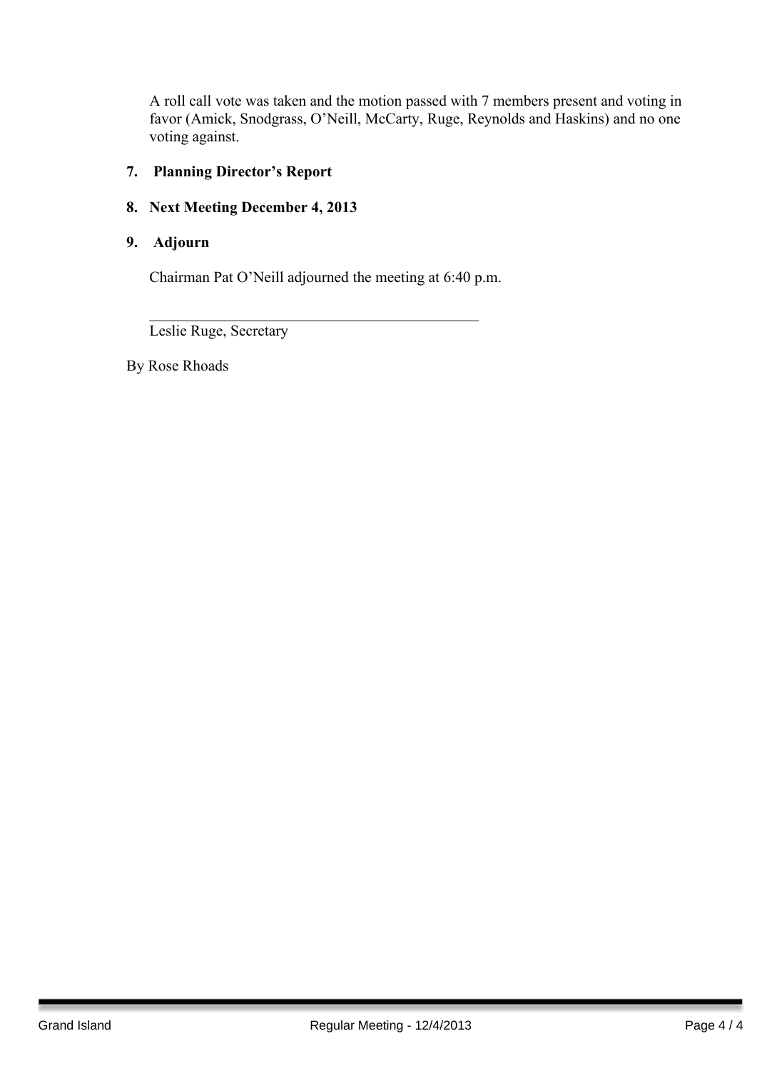A roll call vote was taken and the motion passed with 7 members present and voting in favor (Amick, Snodgrass, O'Neill, McCarty, Ruge, Reynolds and Haskins) and no one voting against.

**7. Planning Director's Report**

**8. Next Meeting December 4, 2013**

**9. Adjourn**

Chairman Pat O'Neill adjourned the meeting at 6:40 p.m.

___________________________________________

Leslie Ruge, Secretary

By Rose Rhoads